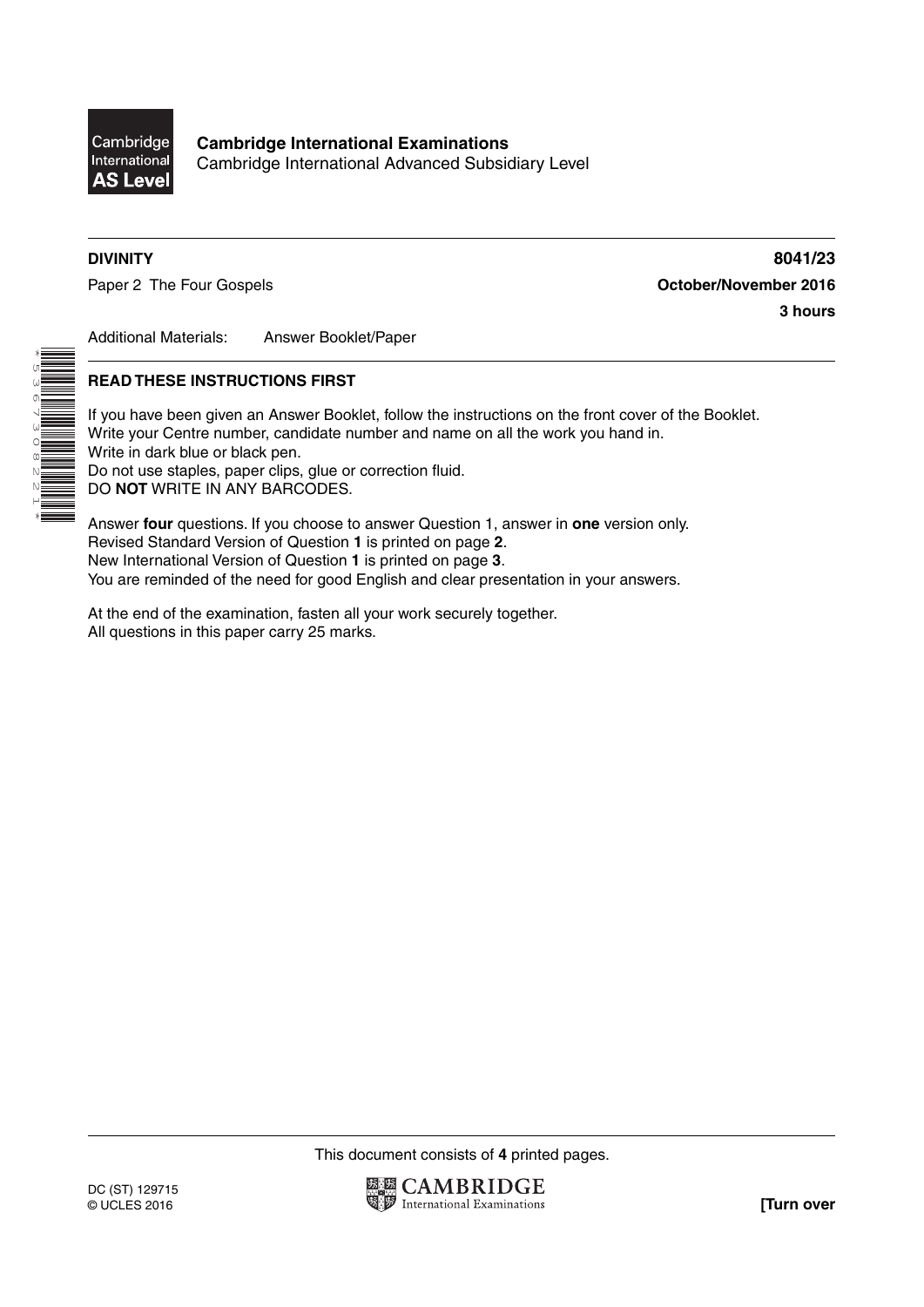Cambridge International AS Level

**Cambridge International Examinations**
Cambridge International Advanced Subsidiary Level

**DIVINITY** **8041/23**

Paper 2 The Four Gospels **October/November 2016**

**3 hours**

Additional Materials: Answer Booklet/Paper

**READ THESE INSTRUCTIONS FIRST**

If you have been given an Answer Booklet, follow the instructions on the front cover of the Booklet.
Write your Centre number, candidate number and name on all the work you hand in.
Write in dark blue or black pen.
Do not use staples, paper clips, glue or correction fluid.
DO **NOT** WRITE IN ANY BARCODES.

Answer **four** questions. If you choose to answer Question 1, answer in **one** version only.
Revised Standard Version of Question **1** is printed on page **2**.
New International Version of Question **1** is printed on page **3**.
You are reminded of the need for good English and clear presentation in your answers.

At the end of the examination, fasten all your work securely together.
All questions in this paper carry 25 marks.

This document consists of **4** printed pages.

DC (ST) 129715
© UCLES 2016

**[Turn over**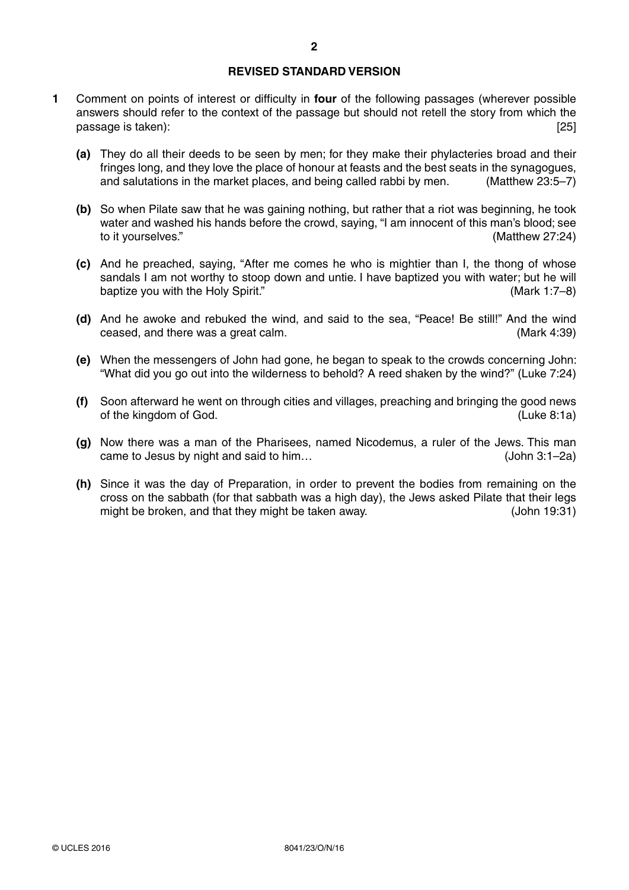## REVISED STANDARD VERSION

**1** Comment on points of interest or difficulty in **four** of the following passages (wherever possible answers should refer to the context of the passage but should not retell the story from which the passage is taken): [25]

**(a)** They do all their deeds to be seen by men; for they make their phylacteries broad and their fringes long, and they love the place of honour at feasts and the best seats in the synagogues, and salutations in the market places, and being called rabbi by men. (Matthew 23:5–7)

**(b)** So when Pilate saw that he was gaining nothing, but rather that a riot was beginning, he took water and washed his hands before the crowd, saying, "I am innocent of this man's blood; see to it yourselves." (Matthew 27:24)

**(c)** And he preached, saying, "After me comes he who is mightier than I, the thong of whose sandals I am not worthy to stoop down and untie. I have baptized you with water; but he will baptize you with the Holy Spirit." (Mark 1:7–8)

**(d)** And he awoke and rebuked the wind, and said to the sea, "Peace! Be still!" And the wind ceased, and there was a great calm. (Mark 4:39)

**(e)** When the messengers of John had gone, he began to speak to the crowds concerning John: "What did you go out into the wilderness to behold? A reed shaken by the wind?" (Luke 7:24)

**(f)** Soon afterward he went on through cities and villages, preaching and bringing the good news of the kingdom of God. (Luke 8:1a)

**(g)** Now there was a man of the Pharisees, named Nicodemus, a ruler of the Jews. This man came to Jesus by night and said to him… (John 3:1–2a)

**(h)** Since it was the day of Preparation, in order to prevent the bodies from remaining on the cross on the sabbath (for that sabbath was a high day), the Jews asked Pilate that their legs might be broken, and that they might be taken away. (John 19:31)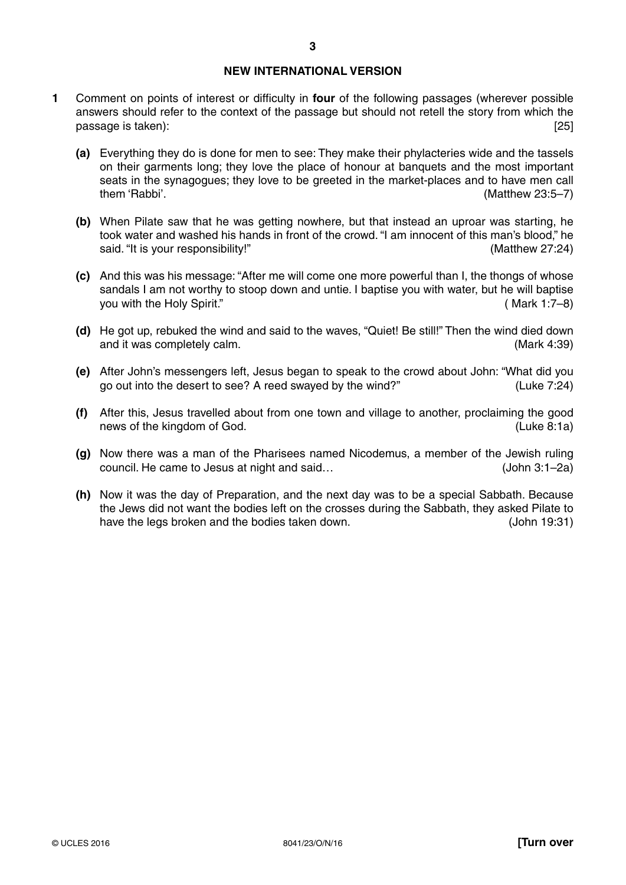## NEW INTERNATIONAL VERSION

**1** Comment on points of interest or difficulty in **four** of the following passages (wherever possible answers should refer to the context of the passage but should not retell the story from which the passage is taken): [25]

**(a)** Everything they do is done for men to see: They make their phylacteries wide and the tassels on their garments long; they love the place of honour at banquets and the most important seats in the synagogues; they love to be greeted in the market-places and to have men call them 'Rabbi'. (Matthew 23:5–7)

**(b)** When Pilate saw that he was getting nowhere, but that instead an uproar was starting, he took water and washed his hands in front of the crowd. "I am innocent of this man's blood," he said. "It is your responsibility!" (Matthew 27:24)

**(c)** And this was his message: "After me will come one more powerful than I, the thongs of whose sandals I am not worthy to stoop down and untie. I baptise you with water, but he will baptise you with the Holy Spirit." ( Mark 1:7–8)

**(d)** He got up, rebuked the wind and said to the waves, "Quiet! Be still!" Then the wind died down and it was completely calm. (Mark 4:39)

**(e)** After John's messengers left, Jesus began to speak to the crowd about John: "What did you go out into the desert to see? A reed swayed by the wind?" (Luke 7:24)

**(f)** After this, Jesus travelled about from one town and village to another, proclaiming the good news of the kingdom of God. (Luke 8:1a)

**(g)** Now there was a man of the Pharisees named Nicodemus, a member of the Jewish ruling council. He came to Jesus at night and said… (John 3:1–2a)

**(h)** Now it was the day of Preparation, and the next day was to be a special Sabbath. Because the Jews did not want the bodies left on the crosses during the Sabbath, they asked Pilate to have the legs broken and the bodies taken down. (John 19:31)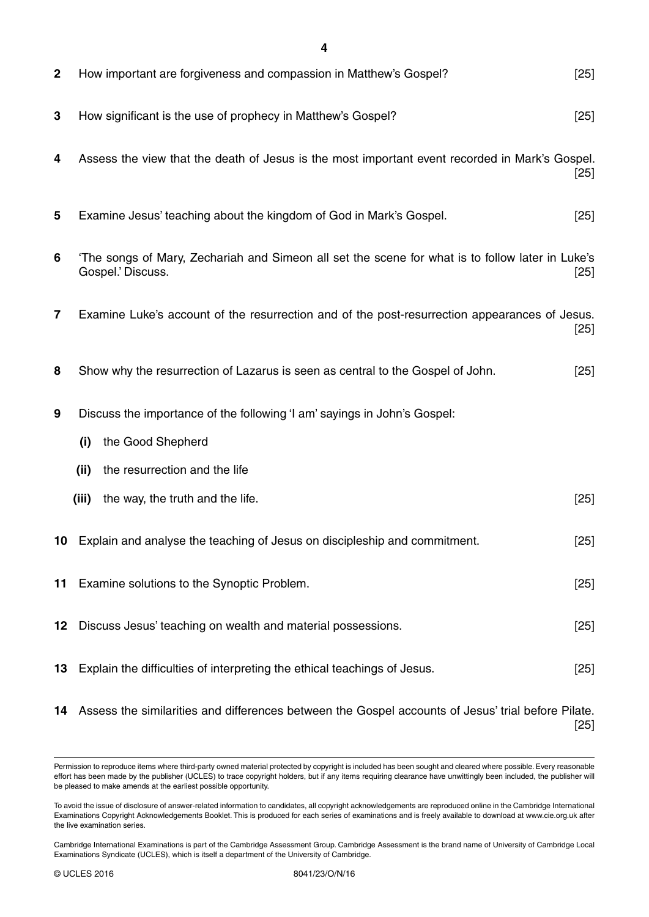**2** How important are forgiveness and compassion in Matthew's Gospel? [25]

**3** How significant is the use of prophecy in Matthew's Gospel? [25]

**4** Assess the view that the death of Jesus is the most important event recorded in Mark's Gospel. [25]

**5** Examine Jesus' teaching about the kingdom of God in Mark's Gospel. [25]

**6** 'The songs of Mary, Zechariah and Simeon all set the scene for what is to follow later in Luke's Gospel.' Discuss. [25]

**7** Examine Luke's account of the resurrection and of the post-resurrection appearances of Jesus. [25]

**8** Show why the resurrection of Lazarus is seen as central to the Gospel of John. [25]

**9** Discuss the importance of the following 'I am' sayings in John's Gospel:

- **(i)** the Good Shepherd
- **(ii)** the resurrection and the life
- **(iii)** the way, the truth and the life. [25]

**10** Explain and analyse the teaching of Jesus on discipleship and commitment. [25]

**11** Examine solutions to the Synoptic Problem. [25]

**12** Discuss Jesus' teaching on wealth and material possessions. [25]

**13** Explain the difficulties of interpreting the ethical teachings of Jesus. [25]

**14** Assess the similarities and differences between the Gospel accounts of Jesus' trial before Pilate. [25]

---

Permission to reproduce items where third-party owned material protected by copyright is included has been sought and cleared where possible. Every reasonable effort has been made by the publisher (UCLES) to trace copyright holders, but if any items requiring clearance have unwittingly been included, the publisher will be pleased to make amends at the earliest possible opportunity.

To avoid the issue of disclosure of answer-related information to candidates, all copyright acknowledgements are reproduced online in the Cambridge International Examinations Copyright Acknowledgements Booklet. This is produced for each series of examinations and is freely available to download at www.cie.org.uk after the live examination series.

Cambridge International Examinations is part of the Cambridge Assessment Group. Cambridge Assessment is the brand name of University of Cambridge Local Examinations Syndicate (UCLES), which is itself a department of the University of Cambridge.

© UCLES 2016 8041/23/O/N/16